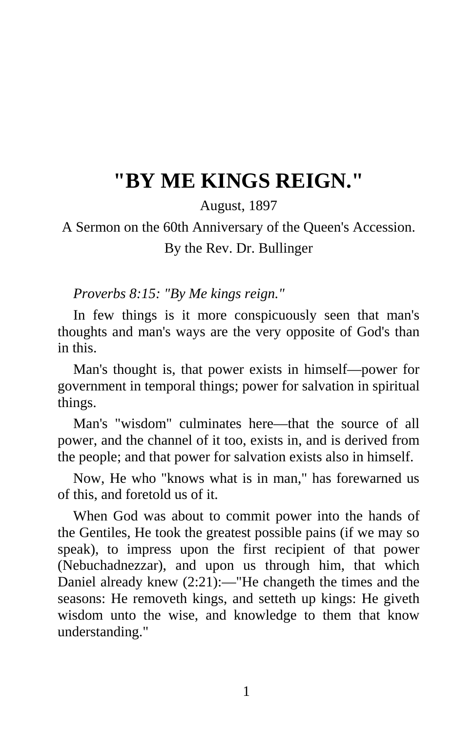# "BY ME KINGS REIGN."

August, 1897

A Sermon on the 60th Anniversary of the Queen's Accession.

By the Rev. Dr. Bullinger

*Proverbs 8:15: "By Me kings reign."*

In few things is it more conspicuously seen that man's thoughts and man's ways are the very opposite of God's than in this.

Man's thought is, that power exists in himself—power for government in temporal things; power for salvation in spiritual things.

Man's "wisdom" culminates here—that the source of all power, and the channel of it too, exists in, and is derived from the people; and that power for salvation exists also in himself.

Now, He who "knows what is in man," has forewarned us of this, and foretold us of it.

When God was about to commit power into the hands of the Gentiles, He took the greatest possible pains (if we may so speak), to impress upon the first recipient of that power (Nebuchadnezzar), and upon us through him, that which Daniel already knew (2:21):—"He changeth the times and the seasons: He removeth kings, and setteth up kings: He giveth wisdom unto the wise, and knowledge to them that know understanding."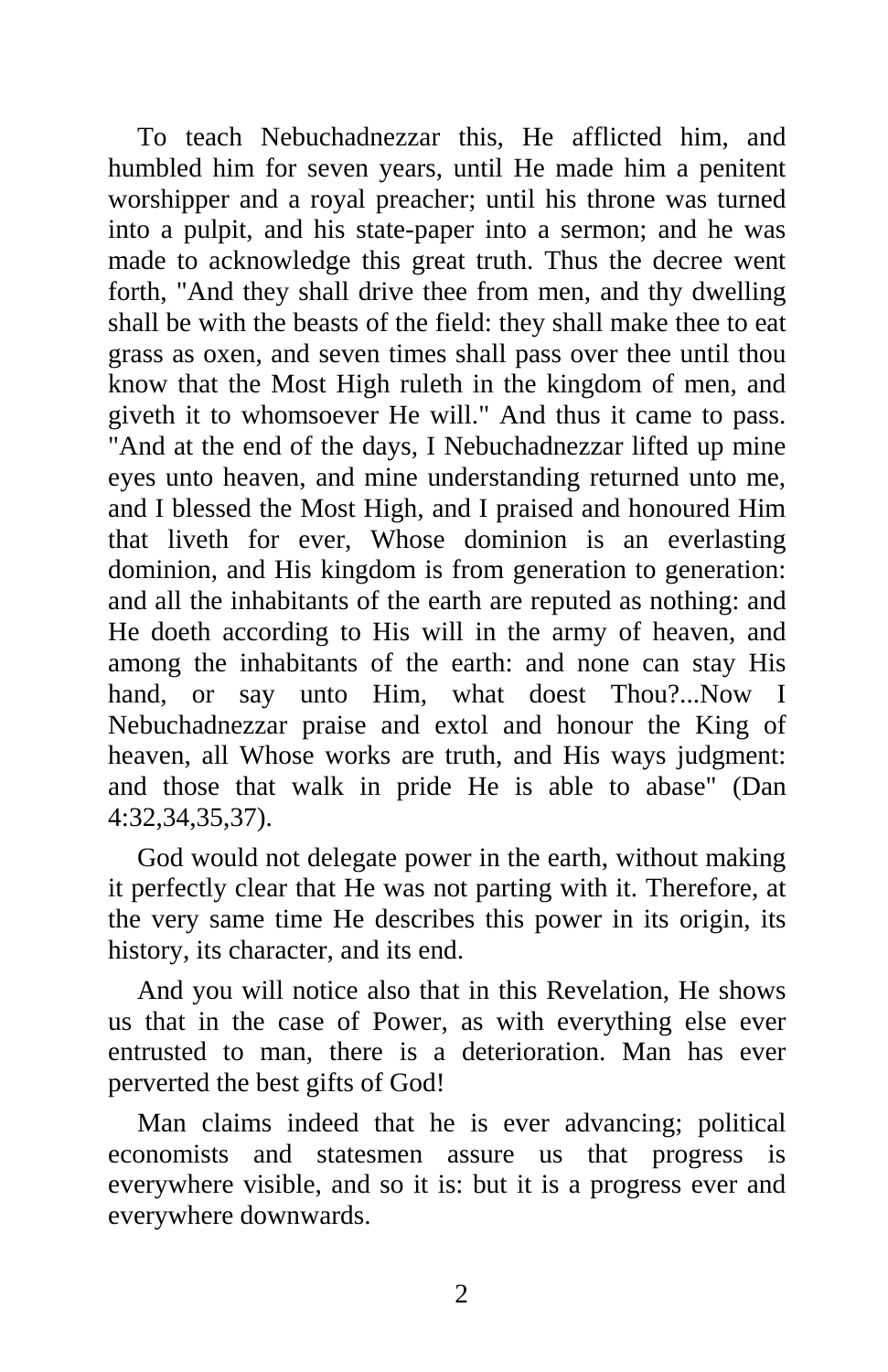To teach Nebuchadnezzar this, He afflicted him, and humbled him for seven years, until He made him a penitent worshipper and a royal preacher; until his throne was turned into a pulpit, and his state-paper into a sermon; and he was made to acknowledge this great truth. Thus the decree went forth, "And they shall drive thee from men, and thy dwelling shall be with the beasts of the field: they shall make thee to eat grass as oxen, and seven times shall pass over thee until thou know that the Most High ruleth in the kingdom of men, and giveth it to whomsoever He will." And thus it came to pass. "And at the end of the days, I Nebuchadnezzar lifted up mine eyes unto heaven, and mine understanding returned unto me, and I blessed the Most High, and I praised and honoured Him that liveth for ever, Whose dominion is an everlasting dominion, and His kingdom is from generation to generation: and all the inhabitants of the earth are reputed as nothing: and He doeth according to His will in the army of heaven, and among the inhabitants of the earth: and none can stay His hand, or say unto Him, what doest Thou?...Now I Nebuchadnezzar praise and extol and honour the King of heaven, all Whose works are truth, and His ways judgment: and those that walk in pride He is able to abase" (Dan 4:32,34,35,37).

God would not delegate power in the earth, without making it perfectly clear that He was not parting with it. Therefore, at the very same time He describes this power in its origin, its history, its character, and its end.

And you will notice also that in this Revelation, He shows us that in the case of Power, as with everything else ever entrusted to man, there is a deterioration. Man has ever perverted the best gifts of God!

Man claims indeed that he is ever advancing; political economists and statesmen assure us that progress is everywhere visible, and so it is: but it is a progress ever and everywhere downwards.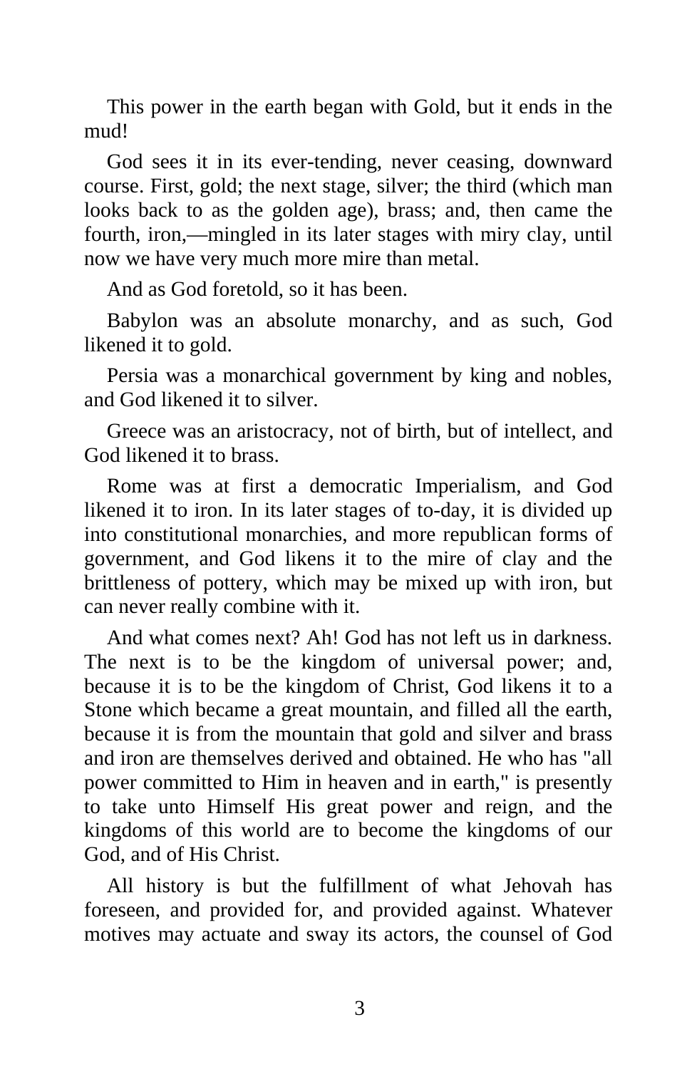This power in the earth began with Gold, but it ends in the mud!

God sees it in its ever-tending, never ceasing, downward course. First, gold; the next stage, silver; the third (which man looks back to as the golden age), brass; and, then came the fourth, iron,—mingled in its later stages with miry clay, until now we have very much more mire than metal.

And as God foretold, so it has been.

Babylon was an absolute monarchy, and as such, God likened it to gold.

Persia was a monarchical government by king and nobles, and God likened it to silver.

Greece was an aristocracy, not of birth, but of intellect, and God likened it to brass.

Rome was at first a democratic Imperialism, and God likened it to iron. In its later stages of to-day, it is divided up into constitutional monarchies, and more republican forms of government, and God likens it to the mire of clay and the brittleness of pottery, which may be mixed up with iron, but can never really combine with it.

And what comes next? Ah! God has not left us in darkness. The next is to be the kingdom of universal power; and, because it is to be the kingdom of Christ, God likens it to a Stone which became a great mountain, and filled all the earth, because it is from the mountain that gold and silver and brass and iron are themselves derived and obtained. He who has "all power committed to Him in heaven and in earth," is presently to take unto Himself His great power and reign, and the kingdoms of this world are to become the kingdoms of our God, and of His Christ.

All history is but the fulfillment of what Jehovah has foreseen, and provided for, and provided against. Whatever motives may actuate and sway its actors, the counsel of God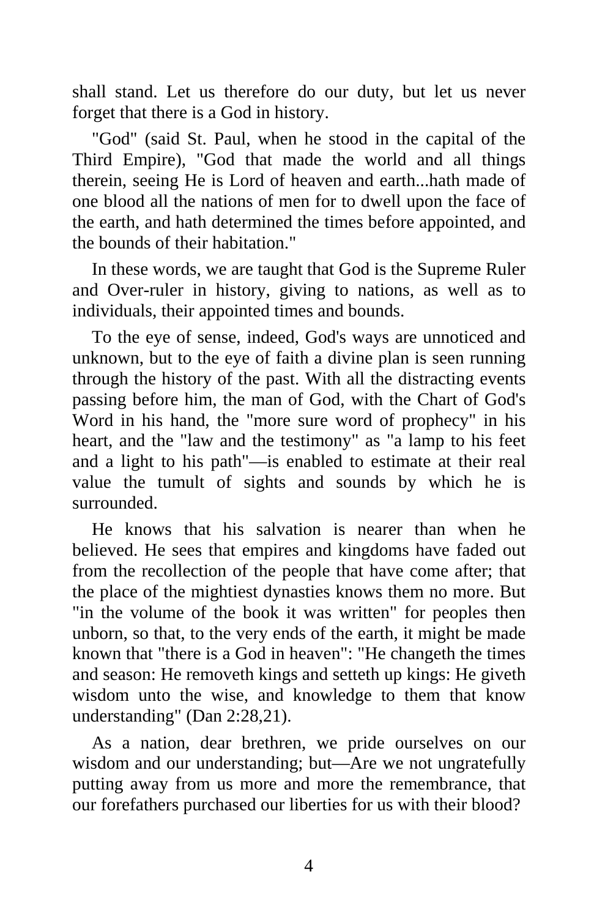shall stand. Let us therefore do our duty, but let us never forget that there is a God in history.

"God" (said St. Paul, when he stood in the capital of the Third Empire), "God that made the world and all things therein, seeing He is Lord of heaven and earth...hath made of one blood all the nations of men for to dwell upon the face of the earth, and hath determined the times before appointed, and the bounds of their habitation."

In these words, we are taught that God is the Supreme Ruler and Over-ruler in history, giving to nations, as well as to individuals, their appointed times and bounds.

To the eye of sense, indeed, God's ways are unnoticed and unknown, but to the eye of faith a divine plan is seen running through the history of the past. With all the distracting events passing before him, the man of God, with the Chart of God's Word in his hand, the "more sure word of prophecy" in his heart, and the "law and the testimony" as "a lamp to his feet and a light to his path"—is enabled to estimate at their real value the tumult of sights and sounds by which he is surrounded.

He knows that his salvation is nearer than when he believed. He sees that empires and kingdoms have faded out from the recollection of the people that have come after; that the place of the mightiest dynasties knows them no more. But "in the volume of the book it was written" for peoples then unborn, so that, to the very ends of the earth, it might be made known that "there is a God in heaven": "He changeth the times and season: He removeth kings and setteth up kings: He giveth wisdom unto the wise, and knowledge to them that know understanding" (Dan 2:28,21).

As a nation, dear brethren, we pride ourselves on our wisdom and our understanding; but—Are we not ungratefully putting away from us more and more the remembrance, that our forefathers purchased our liberties for us with their blood?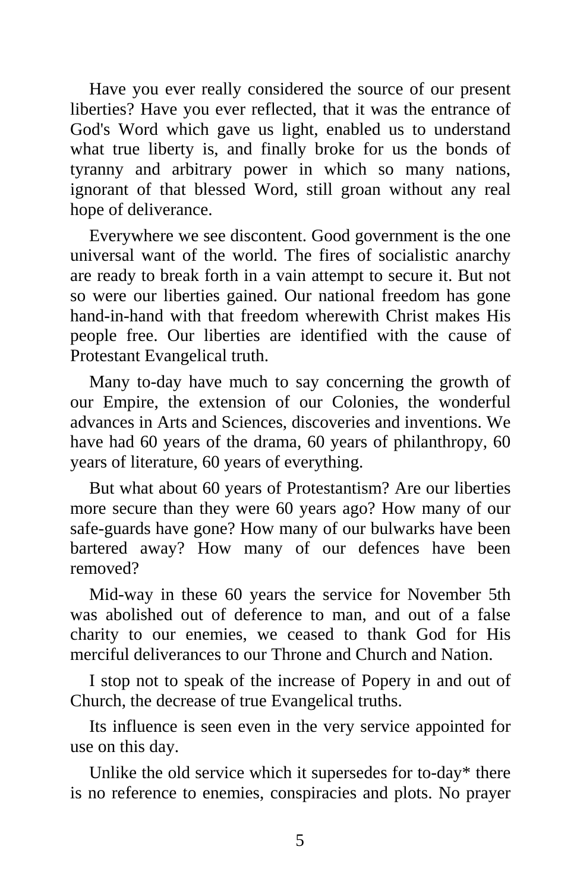Have you ever really considered the source of our present liberties? Have you ever reflected, that it was the entrance of God's Word which gave us light, enabled us to understand what true liberty is, and finally broke for us the bonds of tyranny and arbitrary power in which so many nations, ignorant of that blessed Word, still groan without any real hope of deliverance.

Everywhere we see discontent. Good government is the one universal want of the world. The fires of socialistic anarchy are ready to break forth in a vain attempt to secure it. But not so were our liberties gained. Our national freedom has gone hand-in-hand with that freedom wherewith Christ makes His people free. Our liberties are identified with the cause of Protestant Evangelical truth.

Many to-day have much to say concerning the growth of our Empire, the extension of our Colonies, the wonderful advances in Arts and Sciences, discoveries and inventions. We have had 60 years of the drama, 60 years of philanthropy, 60 years of literature, 60 years of everything.

But what about 60 years of Protestantism? Are our liberties more secure than they were 60 years ago? How many of our safe-guards have gone? How many of our bulwarks have been bartered away? How many of our defences have been removed?

Mid-way in these 60 years the service for November 5th was abolished out of deference to man, and out of a false charity to our enemies, we ceased to thank God for His merciful deliverances to our Throne and Church and Nation.

I stop not to speak of the increase of Popery in and out of Church, the decrease of true Evangelical truths.

Its influence is seen even in the very service appointed for use on this day.

Unlike the old service which it supersedes for to-day* there is no reference to enemies, conspiracies and plots. No prayer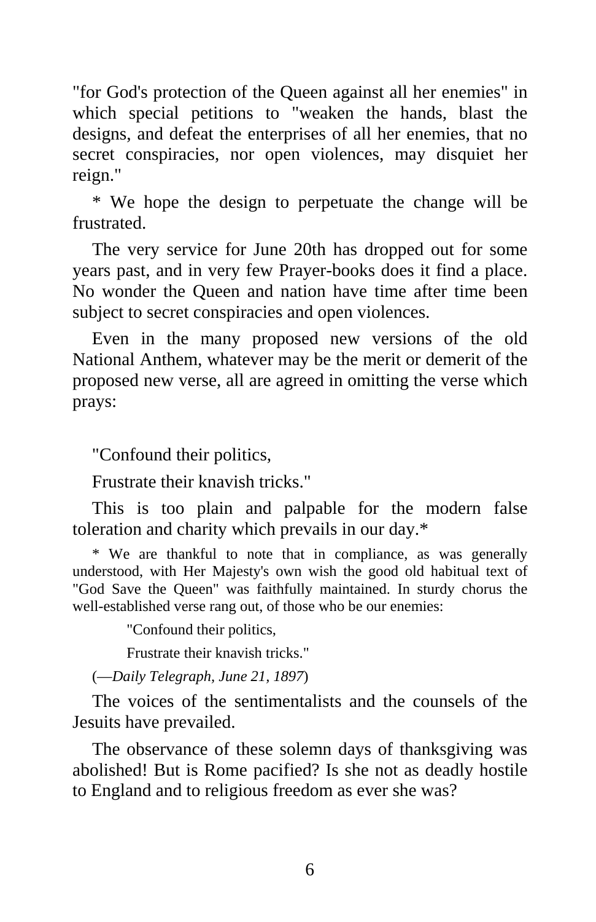"for God's protection of the Queen against all her enemies" in which special petitions to "weaken the hands, blast the designs, and defeat the enterprises of all her enemies, that no secret conspiracies, nor open violences, may disquiet her reign."

* We hope the design to perpetuate the change will be frustrated.

The very service for June 20th has dropped out for some years past, and in very few Prayer-books does it find a place. No wonder the Queen and nation have time after time been subject to secret conspiracies and open violences.

Even in the many proposed new versions of the old National Anthem, whatever may be the merit or demerit of the proposed new verse, all are agreed in omitting the verse which prays:

"Confound their politics,

Frustrate their knavish tricks."

This is too plain and palpable for the modern false toleration and charity which prevails in our day.*

* We are thankful to note that in compliance, as was generally understood, with Her Majesty's own wish the good old habitual text of "God Save the Queen" was faithfully maintained. In sturdy chorus the well-established verse rang out, of those who be our enemies:

> "Confound their politics,
>
> Frustrate their knavish tricks."

(—*Daily Telegraph, June 21, 1897*)

The voices of the sentimentalists and the counsels of the Jesuits have prevailed.

The observance of these solemn days of thanksgiving was abolished! But is Rome pacified? Is she not as deadly hostile to England and to religious freedom as ever she was?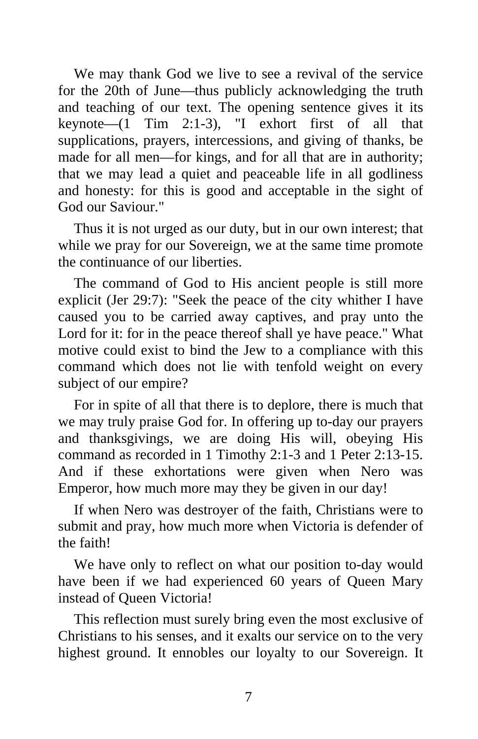We may thank God we live to see a revival of the service for the 20th of June—thus publicly acknowledging the truth and teaching of our text. The opening sentence gives it its keynote—(1 Tim 2:1-3), "I exhort first of all that supplications, prayers, intercessions, and giving of thanks, be made for all men—for kings, and for all that are in authority; that we may lead a quiet and peaceable life in all godliness and honesty: for this is good and acceptable in the sight of God our Saviour."

Thus it is not urged as our duty, but in our own interest; that while we pray for our Sovereign, we at the same time promote the continuance of our liberties.

The command of God to His ancient people is still more explicit (Jer 29:7): "Seek the peace of the city whither I have caused you to be carried away captives, and pray unto the Lord for it: for in the peace thereof shall ye have peace." What motive could exist to bind the Jew to a compliance with this command which does not lie with tenfold weight on every subject of our empire?

For in spite of all that there is to deplore, there is much that we may truly praise God for. In offering up to-day our prayers and thanksgivings, we are doing His will, obeying His command as recorded in 1 Timothy 2:1-3 and 1 Peter 2:13-15. And if these exhortations were given when Nero was Emperor, how much more may they be given in our day!

If when Nero was destroyer of the faith, Christians were to submit and pray, how much more when Victoria is defender of the faith!

We have only to reflect on what our position to-day would have been if we had experienced 60 years of Queen Mary instead of Queen Victoria!

This reflection must surely bring even the most exclusive of Christians to his senses, and it exalts our service on to the very highest ground. It ennobles our loyalty to our Sovereign. It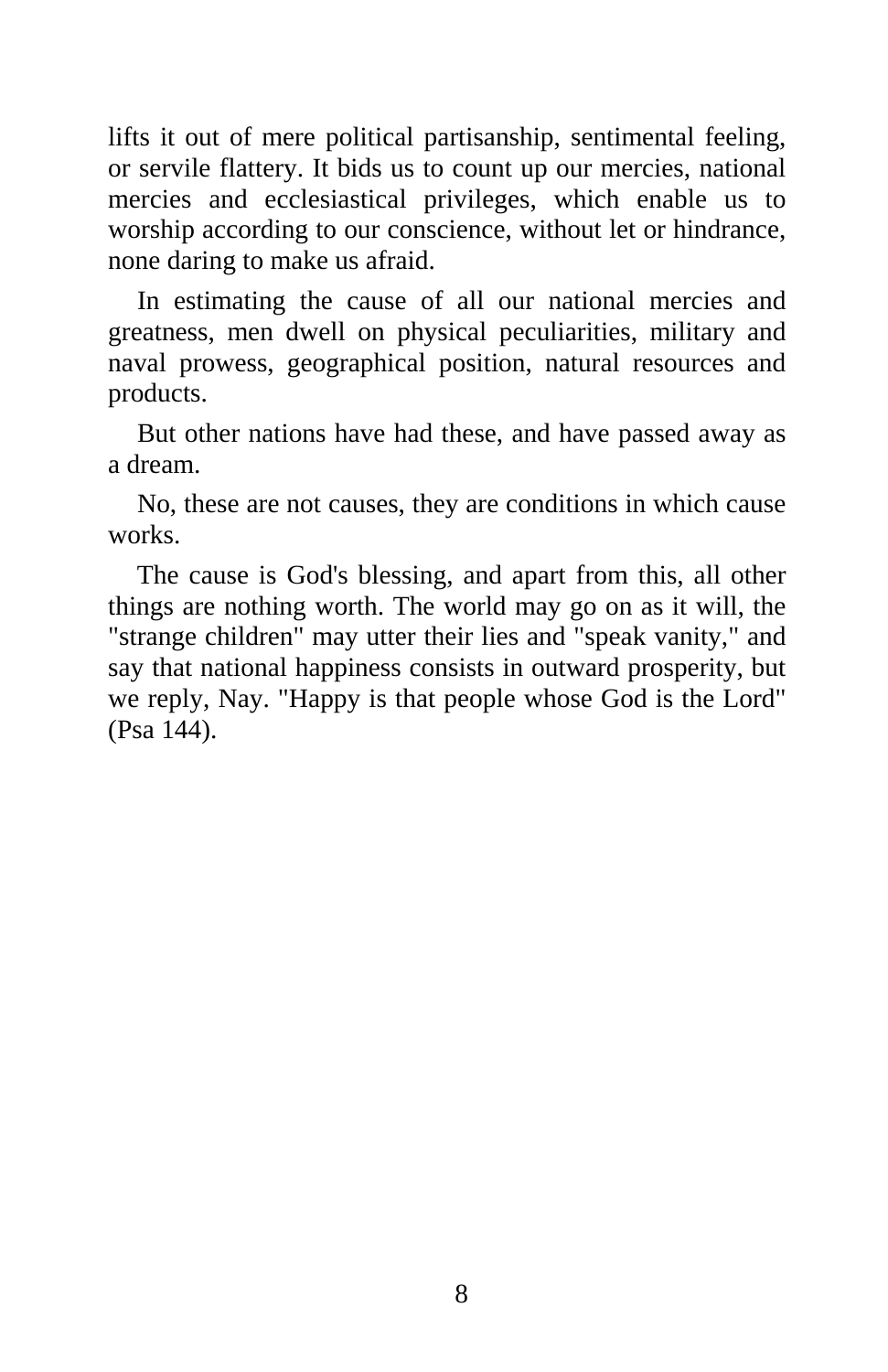lifts it out of mere political partisanship, sentimental feeling, or servile flattery. It bids us to count up our mercies, national mercies and ecclesiastical privileges, which enable us to worship according to our conscience, without let or hindrance, none daring to make us afraid.

In estimating the cause of all our national mercies and greatness, men dwell on physical peculiarities, military and naval prowess, geographical position, natural resources and products.

But other nations have had these, and have passed away as a dream.

No, these are not causes, they are conditions in which cause works.

The cause is God's blessing, and apart from this, all other things are nothing worth. The world may go on as it will, the "strange children" may utter their lies and "speak vanity," and say that national happiness consists in outward prosperity, but we reply, Nay. "Happy is that people whose God is the Lord" (Psa 144).